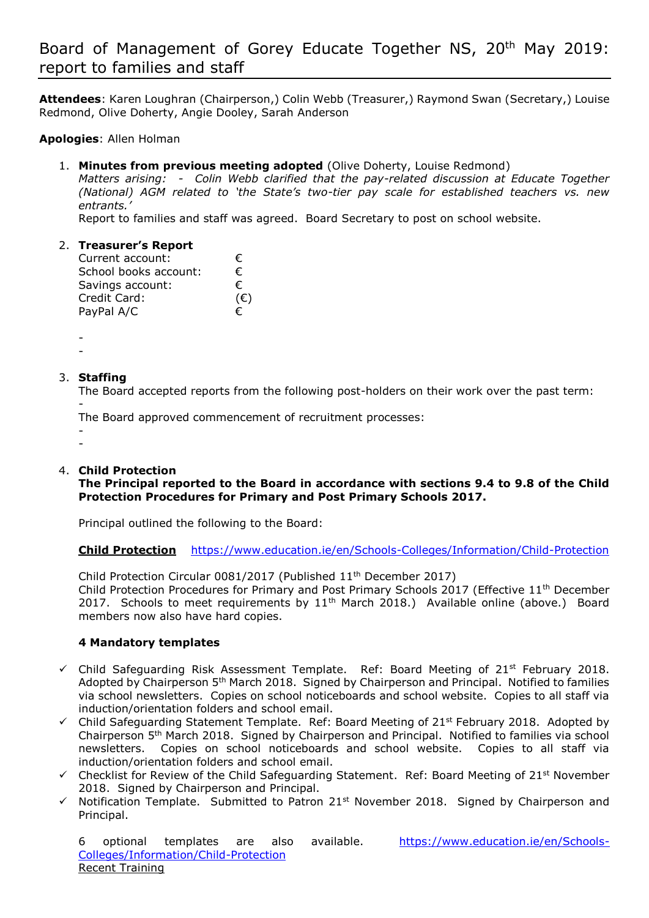# Board of Management of Gorey Educate Together NS, 20th May 2019: report to families and staff

**Attendees**: Karen Loughran (Chairperson,) Colin Webb (Treasurer,) Raymond Swan (Secretary,) Louise Redmond, Olive Doherty, Angie Dooley, Sarah Anderson

**Apologies**: Allen Holman

1. **Minutes from previous meeting adopted** (Olive Doherty, Louise Redmond)
   *Matters arising: - Colin Webb clarified that the pay-related discussion at Educate Together (National) AGM related to 'the State's two-tier pay scale for established teachers vs. new entrants.'*
   Report to families and staff was agreed. Board Secretary to post on school website.

2. **Treasurer's Report**

   | | |
   |---|---|
   | Current account: | € |
   | School books account: | € |
   | Savings account: | € |
   | Credit Card: | (€) |
   | PayPal A/C | € |

   -
   -

3. **Staffing**
   The Board accepted reports from the following post-holders on their work over the past term:
   -
   The Board approved commencement of recruitment processes:
   -
   -

4. **Child Protection**
   **The Principal reported to the Board in accordance with sections 9.4 to 9.8 of the Child Protection Procedures for Primary and Post Primary Schools 2017.**

   Principal outlined the following to the Board:

   **Child Protection** https://www.education.ie/en/Schools-Colleges/Information/Child-Protection

   Child Protection Circular 0081/2017 (Published 11th December 2017)
   Child Protection Procedures for Primary and Post Primary Schools 2017 (Effective 11th December 2017. Schools to meet requirements by 11th March 2018.) Available online (above.) Board members now also have hard copies.

   **4 Mandatory templates**

- ✓ Child Safeguarding Risk Assessment Template. Ref: Board Meeting of 21st February 2018. Adopted by Chairperson 5th March 2018. Signed by Chairperson and Principal. Notified to families via school newsletters. Copies on school noticeboards and school website. Copies to all staff via induction/orientation folders and school email.
- ✓ Child Safeguarding Statement Template. Ref: Board Meeting of 21st February 2018. Adopted by Chairperson 5th March 2018. Signed by Chairperson and Principal. Notified to families via school newsletters. Copies on school noticeboards and school website. Copies to all staff via induction/orientation folders and school email.
- ✓ Checklist for Review of the Child Safeguarding Statement. Ref: Board Meeting of 21st November 2018. Signed by Chairperson and Principal.
- ✓ Notification Template. Submitted to Patron 21st November 2018. Signed by Chairperson and Principal.

   6 optional templates are also available. https://www.education.ie/en/Schools-Colleges/Information/Child-Protection
   Recent Training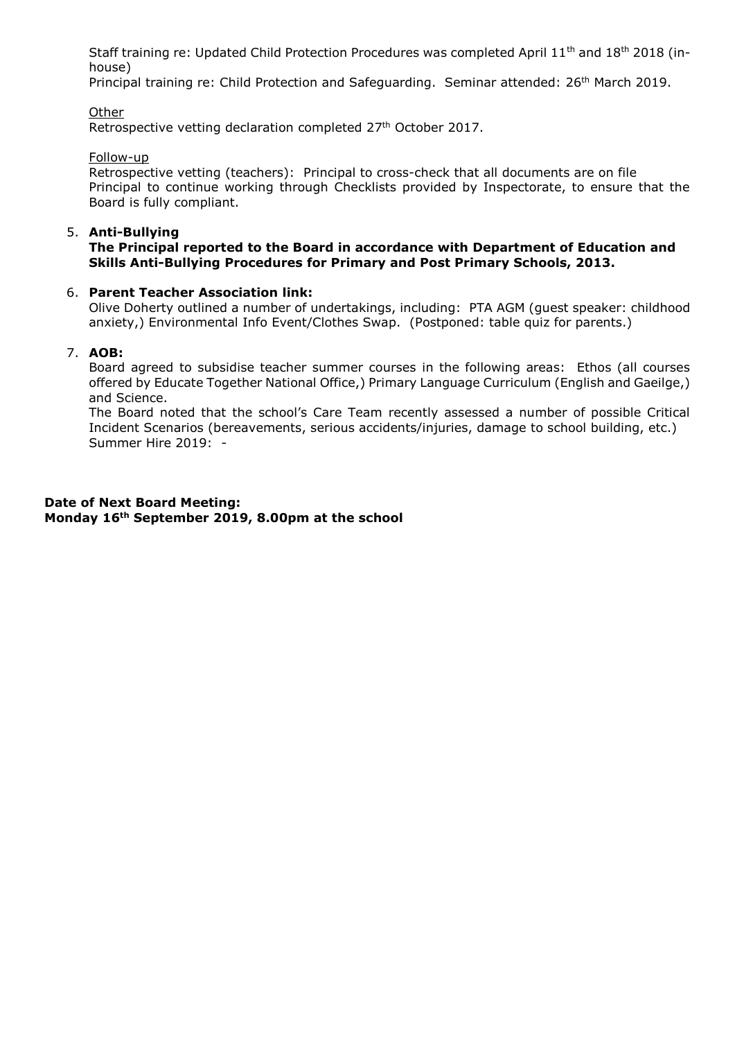Staff training re: Updated Child Protection Procedures was completed April 11th and 18th 2018 (in-house)

Principal training re: Child Protection and Safeguarding. Seminar attended: 26th March 2019.

Other

Retrospective vetting declaration completed 27th October 2017.

Follow-up

Retrospective vetting (teachers): Principal to cross-check that all documents are on file

Principal to continue working through Checklists provided by Inspectorate, to ensure that the Board is fully compliant.

5. **Anti-Bullying**

   **The Principal reported to the Board in accordance with Department of Education and Skills Anti-Bullying Procedures for Primary and Post Primary Schools, 2013.**

6. **Parent Teacher Association link:**

   Olive Doherty outlined a number of undertakings, including: PTA AGM (guest speaker: childhood anxiety,) Environmental Info Event/Clothes Swap. (Postponed: table quiz for parents.)

7. **AOB:**

   Board agreed to subsidise teacher summer courses in the following areas: Ethos (all courses offered by Educate Together National Office,) Primary Language Curriculum (English and Gaeilge,) and Science.

   The Board noted that the school's Care Team recently assessed a number of possible Critical Incident Scenarios (bereavements, serious accidents/injuries, damage to school building, etc.)

   Summer Hire 2019: -

**Date of Next Board Meeting:**

**Monday 16th September 2019, 8.00pm at the school**